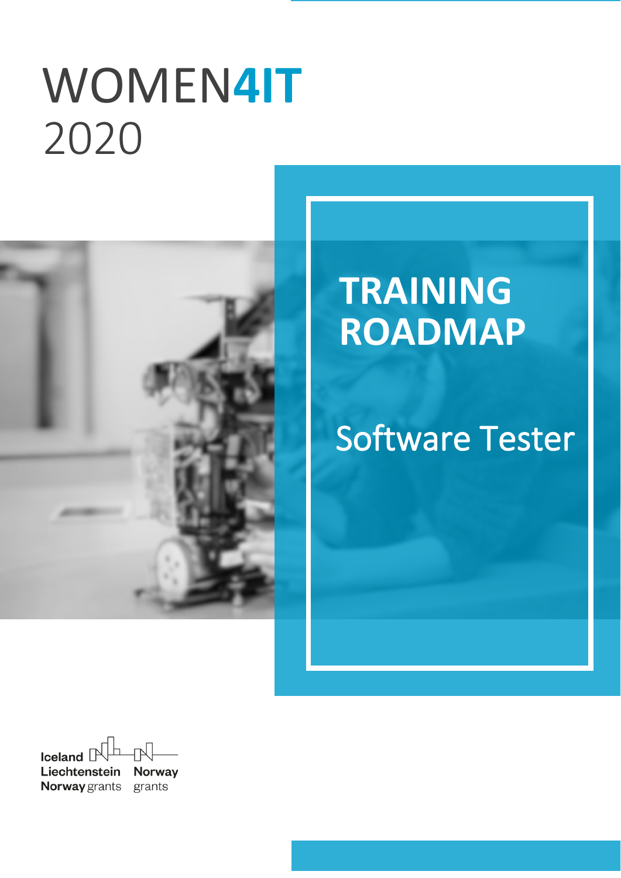# WOMEN4IT 2020

## TRAINING ROADMAP

## Software Tester

Iceland Liechtenstein Norway grants

Norway grants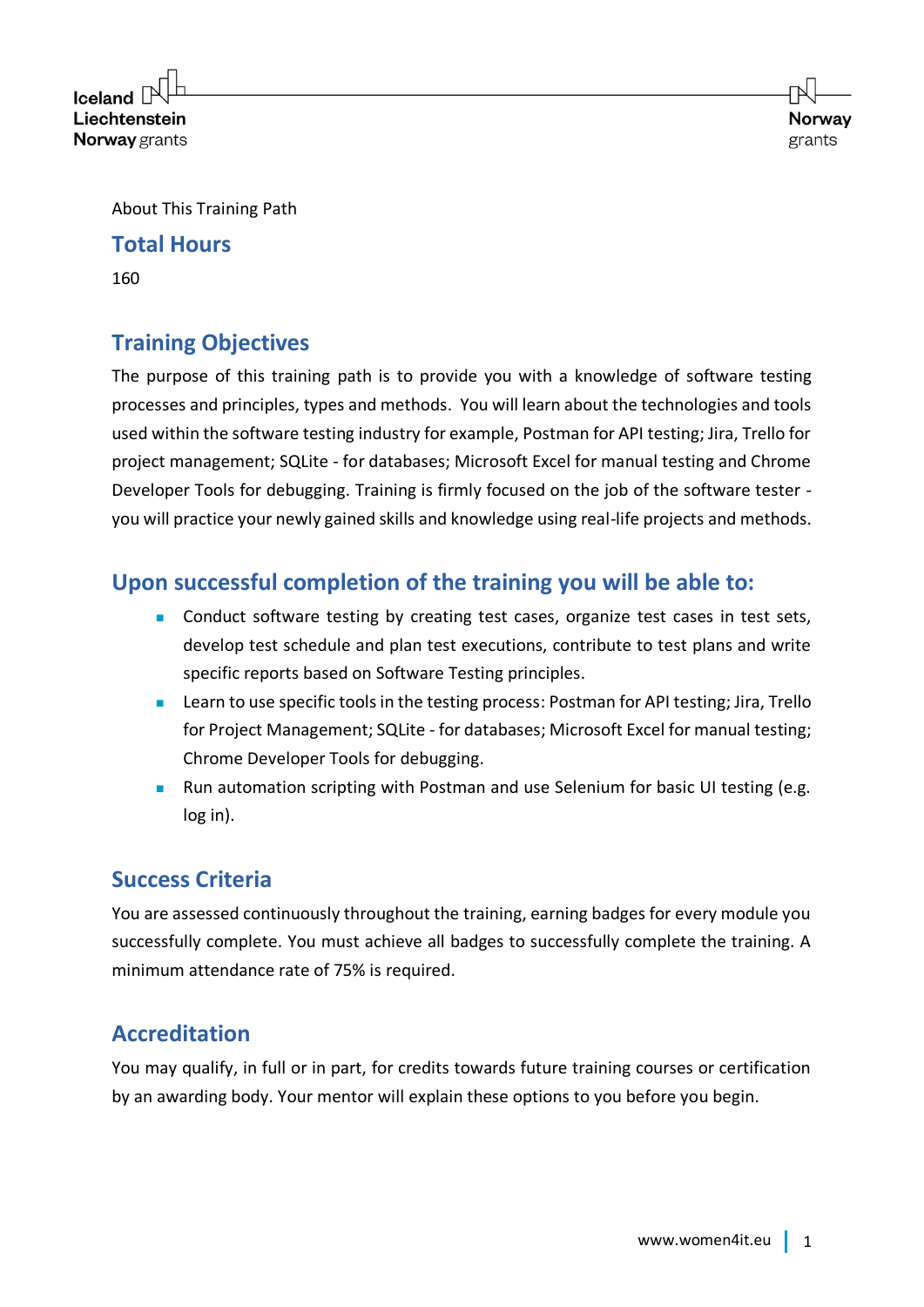About This Training Path

## Total Hours

160

## Training Objectives

The purpose of this training path is to provide you with a knowledge of software testing processes and principles, types and methods. You will learn about the technologies and tools used within the software testing industry for example, Postman for API testing; Jira, Trello for project management; SQLite - for databases; Microsoft Excel for manual testing and Chrome Developer Tools for debugging. Training is firmly focused on the job of the software tester - you will practice your newly gained skills and knowledge using real-life projects and methods.

## Upon successful completion of the training you will be able to:

- Conduct software testing by creating test cases, organize test cases in test sets, develop test schedule and plan test executions, contribute to test plans and write specific reports based on Software Testing principles.
- Learn to use specific tools in the testing process: Postman for API testing; Jira, Trello for Project Management; SQLite - for databases; Microsoft Excel for manual testing; Chrome Developer Tools for debugging.
- Run automation scripting with Postman and use Selenium for basic UI testing (e.g. log in).

## Success Criteria

You are assessed continuously throughout the training, earning badges for every module you successfully complete. You must achieve all badges to successfully complete the training. A minimum attendance rate of 75% is required.

## Accreditation

You may qualify, in full or in part, for credits towards future training courses or certification by an awarding body. Your mentor will explain these options to you before you begin.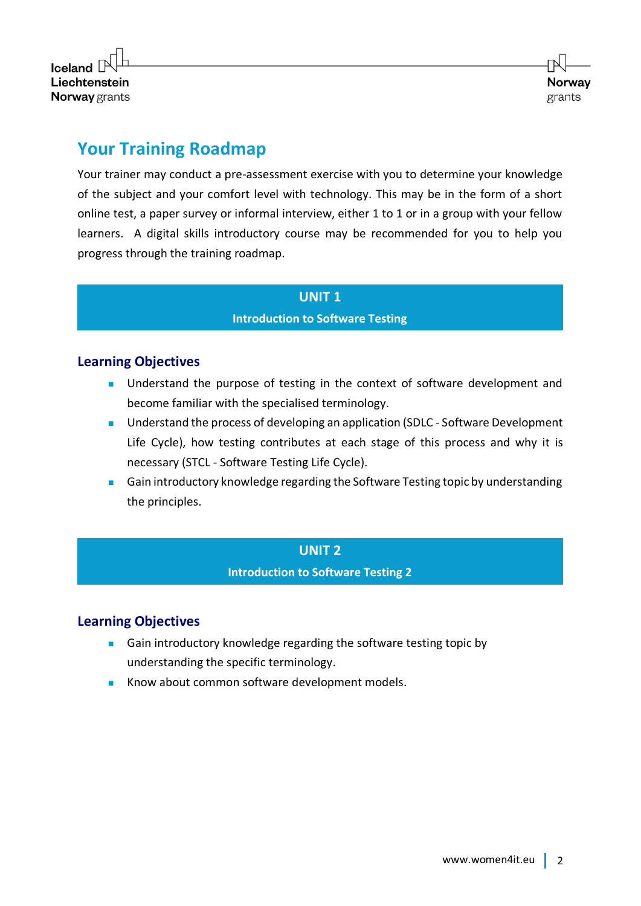## Your Training Roadmap

Your trainer may conduct a pre-assessment exercise with you to determine your knowledge of the subject and your comfort level with technology. This may be in the form of a short online test, a paper survey or informal interview, either 1 to 1 or in a group with your fellow learners. A digital skills introductory course may be recommended for you to help you progress through the training roadmap.

### UNIT 1

**Introduction to Software Testing**

#### Learning Objectives

- Understand the purpose of testing in the context of software development and become familiar with the specialised terminology.
- Understand the process of developing an application (SDLC - Software Development Life Cycle), how testing contributes at each stage of this process and why it is necessary (STCL - Software Testing Life Cycle).
- Gain introductory knowledge regarding the Software Testing topic by understanding the principles.

### UNIT 2

**Introduction to Software Testing 2**

#### Learning Objectives

- Gain introductory knowledge regarding the software testing topic by understanding the specific terminology.
- Know about common software development models.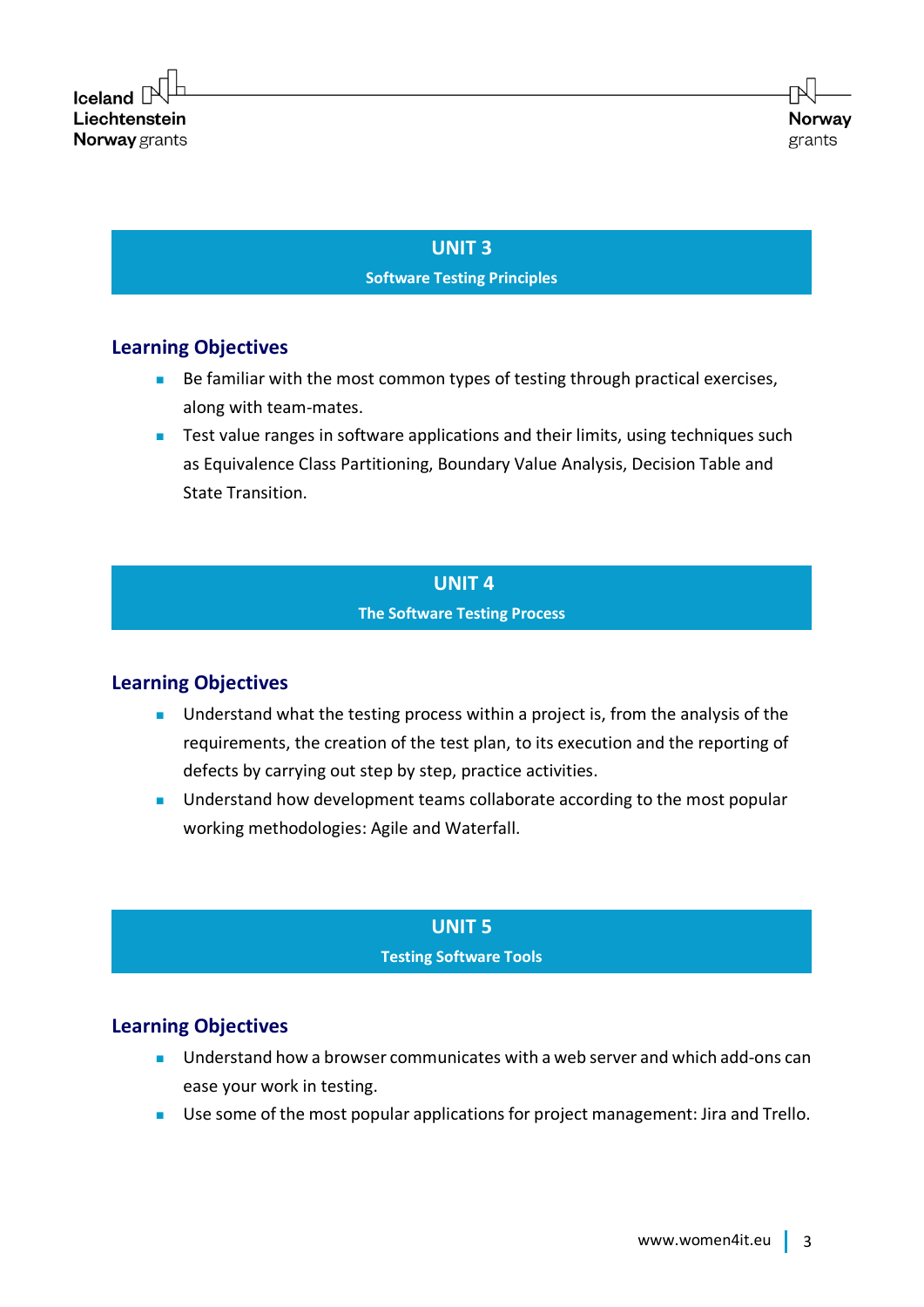## UNIT 3

**Software Testing Principles**

### Learning Objectives

- Be familiar with the most common types of testing through practical exercises, along with team-mates.
- Test value ranges in software applications and their limits, using techniques such as Equivalence Class Partitioning, Boundary Value Analysis, Decision Table and State Transition.

## UNIT 4

**The Software Testing Process**

### Learning Objectives

- Understand what the testing process within a project is, from the analysis of the requirements, the creation of the test plan, to its execution and the reporting of defects by carrying out step by step, practice activities.
- Understand how development teams collaborate according to the most popular working methodologies: Agile and Waterfall.

## UNIT 5

**Testing Software Tools**

### Learning Objectives

- Understand how a browser communicates with a web server and which add-ons can ease your work in testing.
- Use some of the most popular applications for project management: Jira and Trello.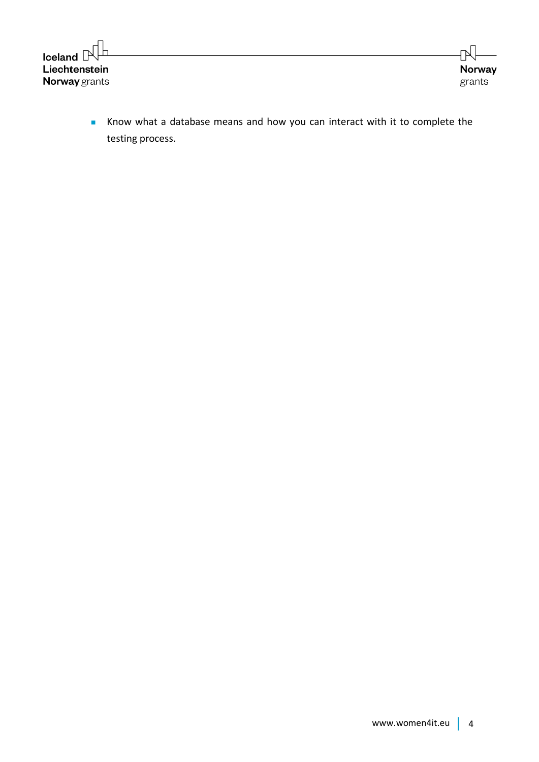- Know what a database means and how you can interact with it to complete the testing process.